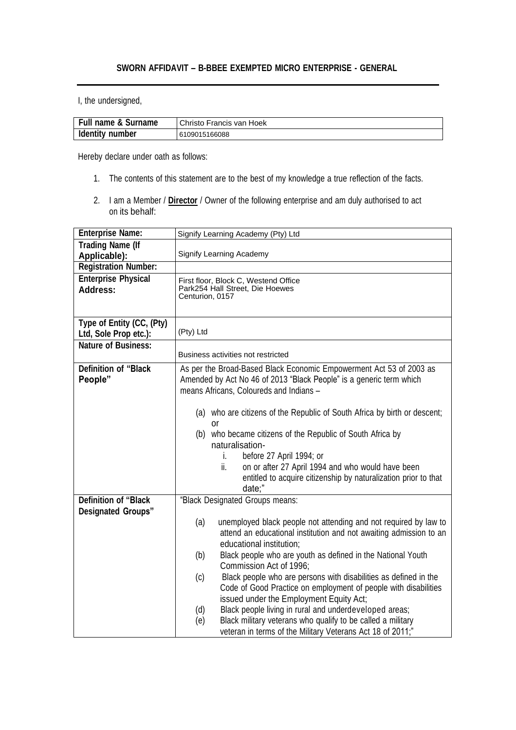## SWORN AFFIDAVIT – B-BBEE EXEMPTED MICRO ENTERPRISE - GENERAL

I, the undersigned,

| **Full name & Surname** | Christo Francis van Hoek |
|---|---|
| **Identity number** | 6109015166088 |

Hereby declare under oath as follows:

1. The contents of this statement are to the best of my knowledge a true reflection of the facts.
2. I am a Member / **Director** / Owner of the following enterprise and am duly authorised to act on its behalf:

| **Enterprise Name:** | Signify Learning Academy (Pty) Ltd |
|---|---|
| **Trading Name (If Applicable):** | Signify Learning Academy |
| **Registration Number:** | |
| **Enterprise Physical Address:** | First floor, Block C, Westend Office Park254 Hall Street, Die Hoewes Centurion, 0157 |
| **Type of Entity (CC, (Pty) Ltd, Sole Prop etc.):** | (Pty) Ltd |
| **Nature of Business:** | Business activities not restricted |
| **Definition of "Black People"** | As per the Broad-Based Black Economic Empowerment Act 53 of 2003 as Amended by Act No 46 of 2013 "Black People" is a generic term which means Africans, Coloureds and Indians – <br><br> (a) who are citizens of the Republic of South Africa by birth or descent; or <br> (b) who became citizens of the Republic of South Africa by naturalisation- <br> i. before 27 April 1994; or <br> ii. on or after 27 April 1994 and who would have been entitled to acquire citizenship by naturalization prior to that date;" |
| **Definition of "Black Designated Groups"** | "Black Designated Groups means: <br><br> (a) unemployed black people not attending and not required by law to attend an educational institution and not awaiting admission to an educational institution; <br> (b) Black people who are youth as defined in the National Youth Commission Act of 1996; <br> (c) Black people who are persons with disabilities as defined in the Code of Good Practice on employment of people with disabilities issued under the Employment Equity Act; <br> (d) Black people living in rural and underdeveloped areas; <br> (e) Black military veterans who qualify to be called a military veteran in terms of the Military Veterans Act 18 of 2011;" |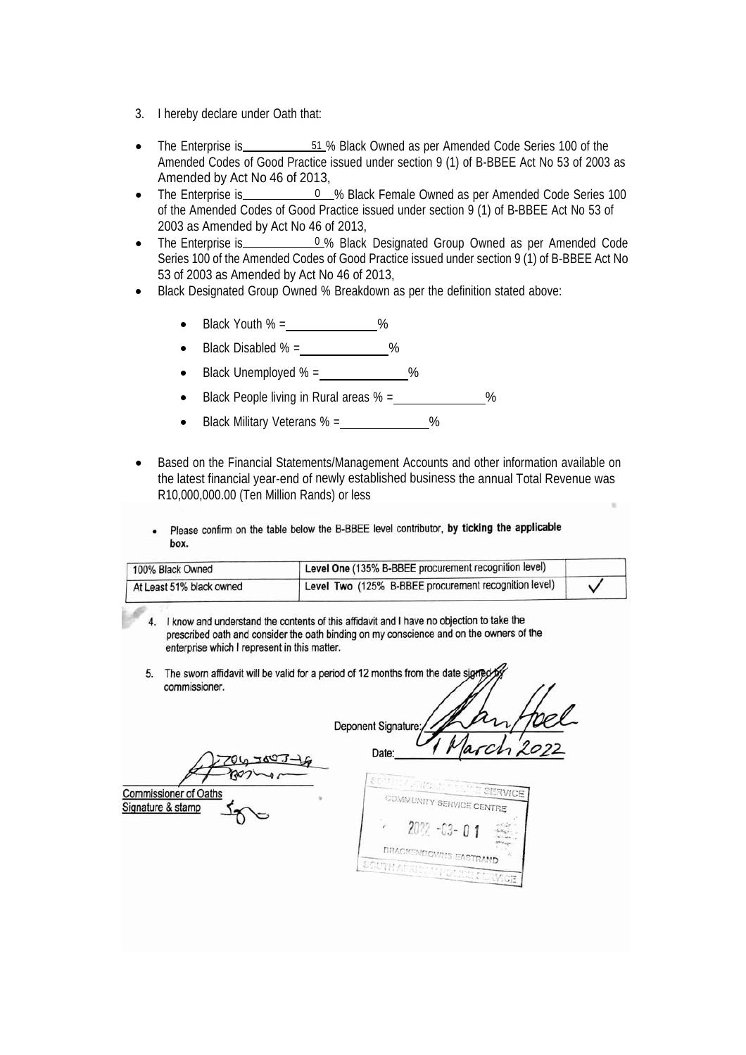3. I hereby declare under Oath that:

- The Enterprise is 51 % Black Owned as per Amended Code Series 100 of the Amended Codes of Good Practice issued under section 9 (1) of B-BBEE Act No 53 of 2003 as Amended by Act No 46 of 2013,
- The Enterprise is 0 % Black Female Owned as per Amended Code Series 100 of the Amended Codes of Good Practice issued under section 9 (1) of B-BBEE Act No 53 of 2003 as Amended by Act No 46 of 2013,
- The Enterprise is 0 % Black Designated Group Owned as per Amended Code Series 100 of the Amended Codes of Good Practice issued under section 9 (1) of B-BBEE Act No 53 of 2003 as Amended by Act No 46 of 2013,
- Black Designated Group Owned % Breakdown as per the definition stated above:
  - Black Youth % = ______ %
  - Black Disabled % = ______ %
  - Black Unemployed % = ______ %
  - Black People living in Rural areas % = ______ %
  - Black Military Veterans % = ______ %
- Based on the Financial Statements/Management Accounts and other information available on the latest financial year-end of newly established business the annual Total Revenue was R10,000,000.00 (Ten Million Rands) or less
  - Please confirm on the table below the B-BBEE level contributor, **by ticking the applicable box.**

| | | |
|---|---|---|
| 100% Black Owned | **Level One** (135% B-BBEE procurement recognition level) | |
| At Least 51% black owned | **Level Two** (125% B-BBEE procurement recognition level) | ✓ |

4. I know and understand the contents of this affidavit and I have no objection to take the prescribed oath and consider the oath binding on my conscience and on the owners of the enterprise which I represent in this matter.

5. The sworn affidavit will be valid for a period of 12 months from the date signed by commissioner.

Deponent Signature: [signature]

Date: 1 March 2022

Commissioner of Oaths
Signature & stamp

SOUTH AFRICAN POLICE SERVICE
COMMUNITY SERVICE CENTRE
2022 -03- 01
BRACKENDOWNS EASTRAND
SOUTH AFRICAN POLICE SERVICE